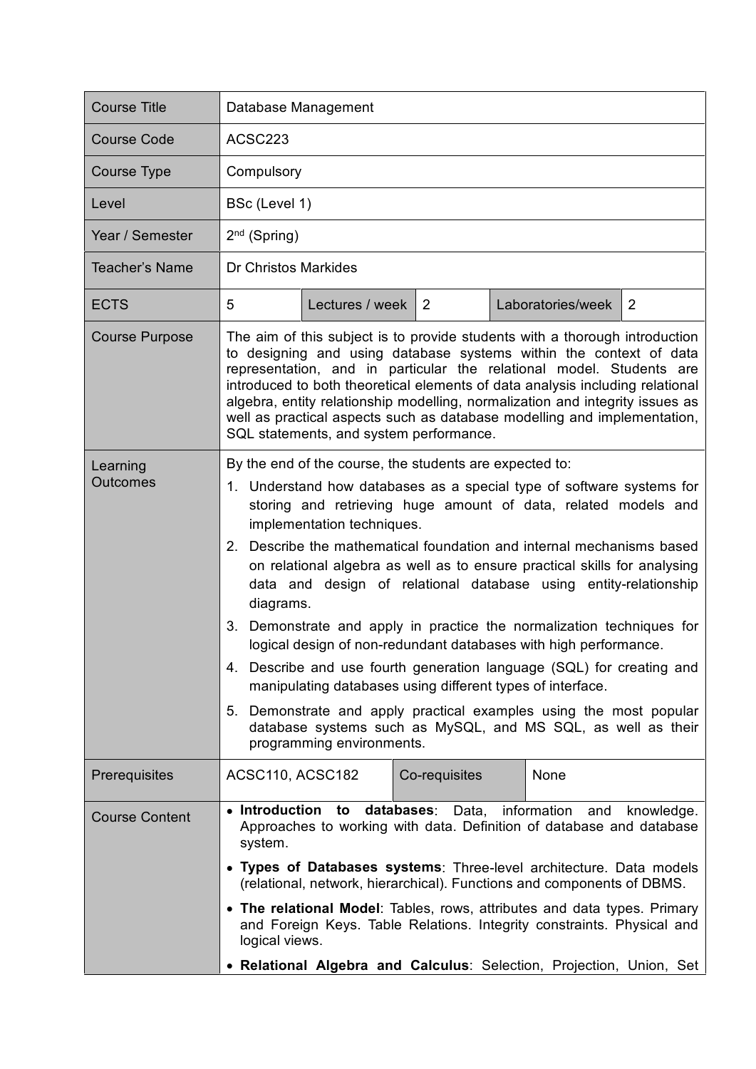| Course Title | Database Management | | | | |
|---|---|---|---|---|---|
| Course Code | ACSC223 | | | | |
| Course Type | Compulsory | | | | |
| Level | BSc (Level 1) | | | | |
| Year / Semester | 2nd (Spring) | | | | |
| Teacher's Name | Dr Christos Markides | | | | |
| ECTS | 5 | Lectures / week | 2 | Laboratories/week | 2 |
| Course Purpose | The aim of this subject is to provide students with a thorough introduction to designing and using database systems within the context of data representation, and in particular the relational model. Students are introduced to both theoretical elements of data analysis including relational algebra, entity relationship modelling, normalization and integrity issues as well as practical aspects such as database modelling and implementation, SQL statements, and system performance. | | | | |
| Learning Outcomes | By the end of the course, the students are expected to:<br>1. Understand how databases as a special type of software systems for storing and retrieving huge amount of data, related models and implementation techniques.<br>2. Describe the mathematical foundation and internal mechanisms based on relational algebra as well as to ensure practical skills for analysing data and design of relational database using entity-relationship diagrams.<br>3. Demonstrate and apply in practice the normalization techniques for logical design of non-redundant databases with high performance.<br>4. Describe and use fourth generation language (SQL) for creating and manipulating databases using different types of interface.<br>5. Demonstrate and apply practical examples using the most popular database systems such as MySQL, and MS SQL, as well as their programming environments. | | | | |
| Prerequisites | ACSC110, ACSC182 | Co-requisites | None | | |
| Course Content | • **Introduction to databases**: Data, information and knowledge. Approaches to working with data. Definition of database and database system.<br>• **Types of Databases systems**: Three-level architecture. Data models (relational, network, hierarchical). Functions and components of DBMS.<br>• **The relational Model**: Tables, rows, attributes and data types. Primary and Foreign Keys. Table Relations. Integrity constraints. Physical and logical views.<br>• **Relational Algebra and Calculus**: Selection, Projection, Union, Set | | | | |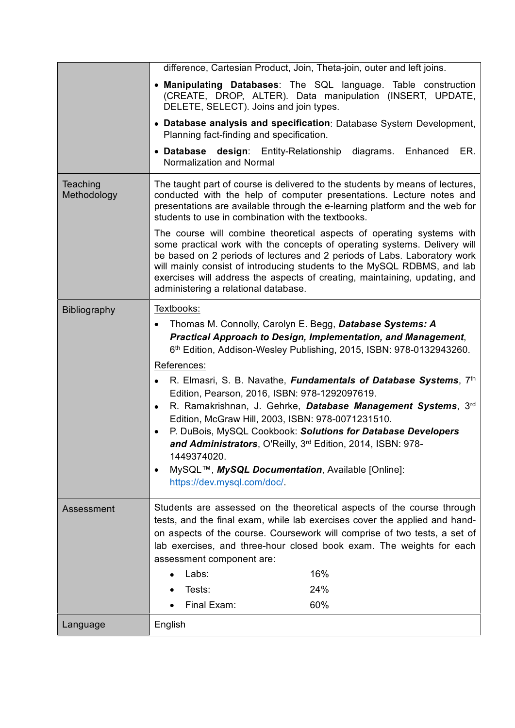| | |
|---|---|
| | difference, Cartesian Product, Join, Theta-join, outer and left joins.<br>• **Manipulating Databases**: The SQL language. Table construction (CREATE, DROP, ALTER). Data manipulation (INSERT, UPDATE, DELETE, SELECT). Joins and join types.<br>• **Database analysis and specification**: Database System Development, Planning fact-finding and specification.<br>• **Database design**: Entity-Relationship diagrams. Enhanced ER. Normalization and Normal |
| Teaching Methodology | The taught part of course is delivered to the students by means of lectures, conducted with the help of computer presentations. Lecture notes and presentations are available through the e-learning platform and the web for students to use in combination with the textbooks.<br><br>The course will combine theoretical aspects of operating systems with some practical work with the concepts of operating systems. Delivery will be based on 2 periods of lectures and 2 periods of Labs. Laboratory work will mainly consist of introducing students to the MySQL RDBMS, and lab exercises will address the aspects of creating, maintaining, updating, and administering a relational database. |
| Bibliography | Textbooks:<br>• Thomas M. Connolly, Carolyn E. Begg, ***Database Systems: A Practical Approach to Design, Implementation, and Management***, 6th Edition, Addison-Wesley Publishing, 2015, ISBN: 978-0132943260.<br><br>References:<br>• R. Elmasri, S. B. Navathe, ***Fundamentals of Database Systems***, 7th Edition, Pearson, 2016, ISBN: 978-1292097619.<br>• R. Ramakrishnan, J. Gehrke, ***Database Management Systems***, 3rd Edition, McGraw Hill, 2003, ISBN: 978-0071231510.<br>• P. DuBois, MySQL Cookbook: ***Solutions for Database Developers and Administrators***, O'Reilly, 3rd Edition, 2014, ISBN: 978-1449374020.<br>• MySQL™, ***MySQL Documentation***, Available [Online]: https://dev.mysql.com/doc/. |
| Assessment | Students are assessed on the theoretical aspects of the course through tests, and the final exam, while lab exercises cover the applied and hands-on aspects of the course. Coursework will comprise of two tests, a set of lab exercises, and three-hour closed book exam. The weights for each assessment component are:<br>• Labs: 16%<br>• Tests: 24%<br>• Final Exam: 60% |
| Language | English |